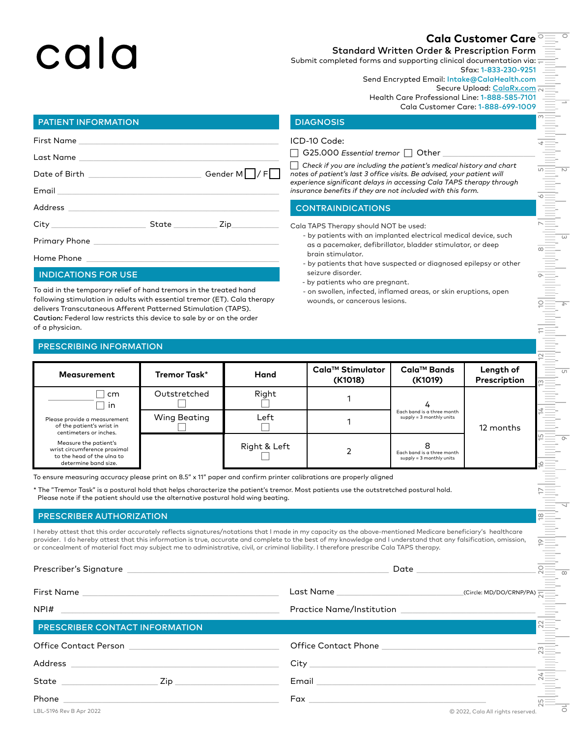# cala

## Cala Customer Care

### Standard Written Order & Prescription Form

Submit completed forms and supporting clinical documentation via:
Sfax: 1-833-230-9251
Send Encrypted Email: Intake@CalaHealth.com
Secure Upload: CalaRx.com
Health Care Professional Line: 1-888-585-7101
Cala Customer Care: 1-888-699-1009

## PATIENT INFORMATION

First Name ______________________

Last Name ______________________

Date of Birth ______________________ Gender M ☐ / F ☐

Email ______________________

Address ______________________

City ______________ State __________ Zip __________

Primary Phone ______________________

Home Phone ______________________

## INDICATIONS FOR USE

To aid in the temporary relief of hand tremors in the treated hand following stimulation in adults with essential tremor (ET). Cala therapy delivers Transcutaneous Afferent Patterned Stimulation (TAPS).
**Caution:** Federal law restricts this device to sale by or on the order of a physician.

## DIAGNOSIS

ICD-10 Code:

☐ G25.000 *Essential tremor* ☐ Other ______________

☐ *Check if you are including the patient's medical history and chart notes of patient's last 3 office visits. Be advised, your patient will experience significant delays in accessing Cala TAPS therapy through insurance benefits if they are not included with this form.*

## CONTRAINDICATIONS

Cala TAPS Therapy should NOT be used:

- by patients with an implanted electrical medical device, such as a pacemaker, defibrillator, bladder stimulator, or deep brain stimulator.
- by patients that have suspected or diagnosed epilepsy or other seizure disorder.
- by patients who are pregnant.
- on swollen, infected, inflamed areas, or skin eruptions, open wounds, or cancerous lesions.

## PRESCRIBING INFORMATION

| Measurement | Tremor Task* | Hand | Cala™ Stimulator (K1018) | Cala™ Bands (K1019) | Length of Prescription |
|---|---|---|---|---|---|
| __________ ☐ cm ☐ in<br>Please provide a measurement of the patient's wrist in centimeters or inches.<br>Measure the patient's wrist circumference proximal to the head of the ulna to determine band size. | Outstretched ☐ | Right ☐ | 1 | 4<br>Each band is a three month supply = 3 monthly units | 12 months |
| | Wing Beating ☐ | Left ☐ | 1 | | |
| | | Right & Left ☐ | 2 | 8<br>Each band is a three month supply = 3 monthly units | |

To ensure measuring accuracy please print on 8.5" x 11" paper and confirm printer calibrations are properly aligned

\* The "Tremor Task" is a postural hold that helps characterize the patient's tremor. Most patients use the outstretched postural hold. Please note if the patient should use the alternative postural hold wing beating.

## PRESCRIBER AUTHORIZATION

I hereby attest that this order accurately reflects signatures/notations that I made in my capacity as the above-mentioned Medicare beneficiary's healthcare provider. I do hereby attest that this information is true, accurate and complete to the best of my knowledge and I understand that any falsification, omission, or concealment of material fact may subject me to administrative, civil, or criminal liability. I therefore prescribe Cala TAPS therapy.

Prescriber's Signature ______________________ Date ______________

First Name ______________________ Last Name ______________________ (Circle: MD/DO/CRNP/PA)

NPI# ______________________ Practice Name/Institution ______________________

## PRESCRIBER CONTACT INFORMATION

Office Contact Person ______________________ Office Contact Phone ______________________

Address ______________________ City ______________________

State ______________ Zip __________ Email ______________________

Phone ______________________ Fax ______________________

LBL-5196 Rev B Apr 2022 © 2022, Cala All rights reserved.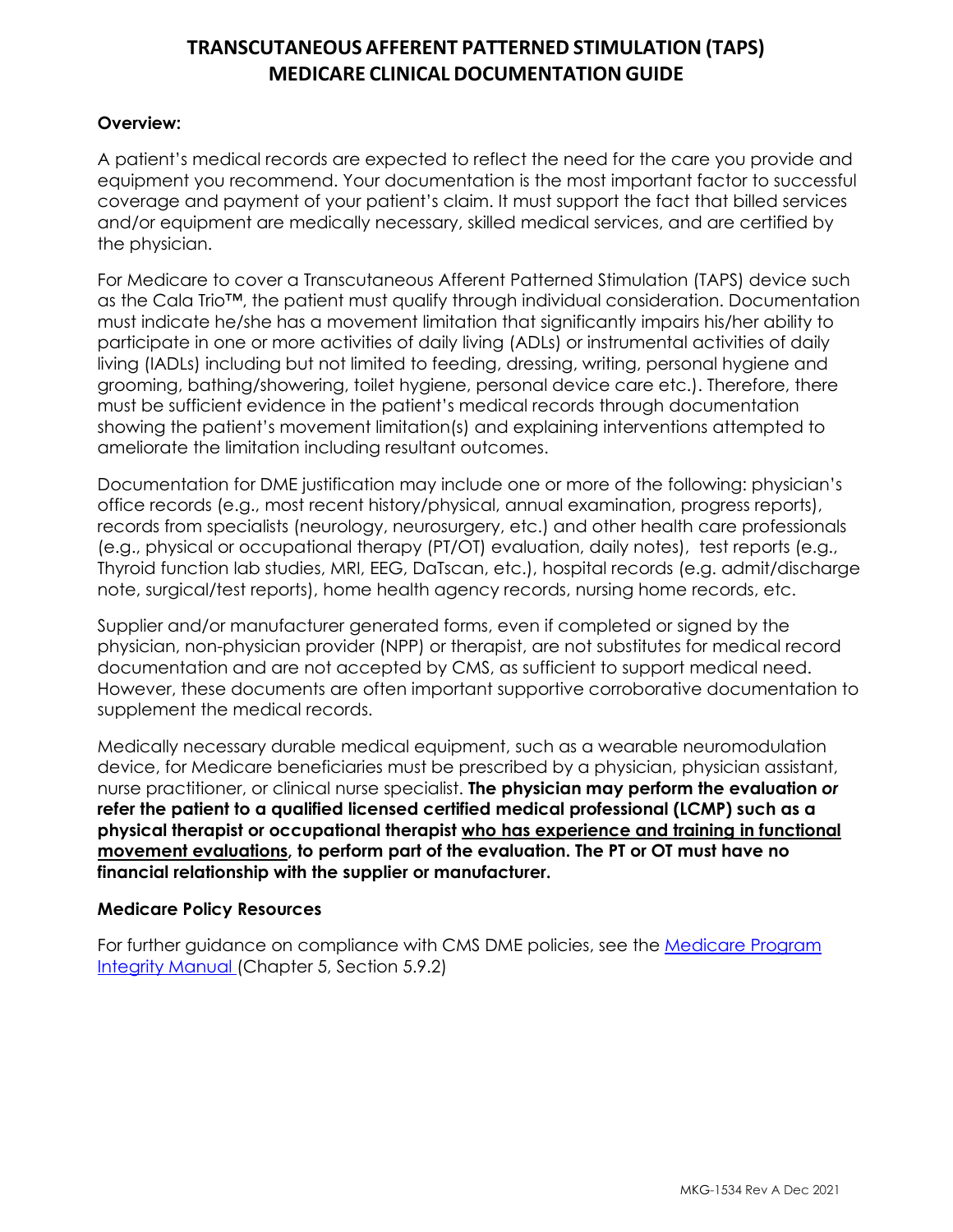# TRANSCUTANEOUS AFFERENT PATTERNED STIMULATION (TAPS) MEDICARE CLINICAL DOCUMENTATION GUIDE

### Overview:

A patient's medical records are expected to reflect the need for the care you provide and equipment you recommend. Your documentation is the most important factor to successful coverage and payment of your patient's claim. It must support the fact that billed services and/or equipment are medically necessary, skilled medical services, and are certified by the physician.

For Medicare to cover a Transcutaneous Afferent Patterned Stimulation (TAPS) device such as the Cala Trio™, the patient must qualify through individual consideration. Documentation must indicate he/she has a movement limitation that significantly impairs his/her ability to participate in one or more activities of daily living (ADLs) or instrumental activities of daily living (IADLs) including but not limited to feeding, dressing, writing, personal hygiene and grooming, bathing/showering, toilet hygiene, personal device care etc.). Therefore, there must be sufficient evidence in the patient's medical records through documentation showing the patient's movement limitation(s) and explaining interventions attempted to ameliorate the limitation including resultant outcomes.

Documentation for DME justification may include one or more of the following: physician's office records (e.g., most recent history/physical, annual examination, progress reports), records from specialists (neurology, neurosurgery, etc.) and other health care professionals (e.g., physical or occupational therapy (PT/OT) evaluation, daily notes), test reports (e.g., Thyroid function lab studies, MRI, EEG, DaTscan, etc.), hospital records (e.g. admit/discharge note, surgical/test reports), home health agency records, nursing home records, etc.

Supplier and/or manufacturer generated forms, even if completed or signed by the physician, non-physician provider (NPP) or therapist, are not substitutes for medical record documentation and are not accepted by CMS, as sufficient to support medical need. However, these documents are often important supportive corroborative documentation to supplement the medical records.

Medically necessary durable medical equipment, such as a wearable neuromodulation device, for Medicare beneficiaries must be prescribed by a physician, physician assistant, nurse practitioner, or clinical nurse specialist. **The physician may perform the evaluation *or* refer the patient to a qualified licensed certified medical professional (LCMP) such as a physical therapist or occupational therapist <u>who has experience and training in functional movement evaluations</u>, to perform part of the evaluation. The PT or OT must have no financial relationship with the supplier or manufacturer.**

### Medicare Policy Resources

For further guidance on compliance with CMS DME policies, see the [Medicare Program Integrity Manual](#) (Chapter 5, Section 5.9.2)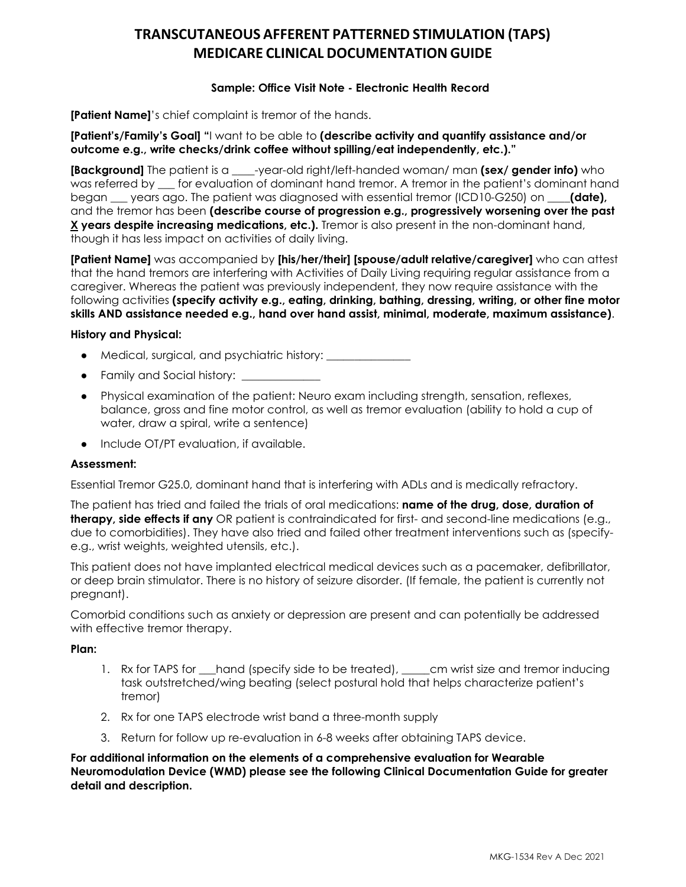# TRANSCUTANEOUS AFFERENT PATTERNED STIMULATION (TAPS) MEDICARE CLINICAL DOCUMENTATION GUIDE

**Sample: Office Visit Note - Electronic Health Record**

**[Patient Name]**'s chief complaint is tremor of the hands.

**[Patient's/Family's Goal] "**I want to be able to **(describe activity and quantify assistance and/or outcome e.g., write checks/drink coffee without spilling/eat independently, etc.)."**

**[Background]** The patient is a ____-year-old right/left-handed woman/ man **(sex/ gender info)** who was referred by ___ for evaluation of dominant hand tremor. A tremor in the patient's dominant hand began ___ years ago. The patient was diagnosed with essential tremor (ICD10-G250) on ____**(date),** and the tremor has been **(describe course of progression e.g., progressively worsening over the past X years despite increasing medications, etc.).** Tremor is also present in the non-dominant hand, though it has less impact on activities of daily living.

**[Patient Name]** was accompanied by **[his/her/their] [spouse/adult relative/caregiver]** who can attest that the hand tremors are interfering with Activities of Daily Living requiring regular assistance from a caregiver. Whereas the patient was previously independent, they now require assistance with the following activities **(specify activity e.g., eating, drinking, bathing, dressing, writing, or other fine motor skills AND assistance needed e.g., hand over hand assist, minimal, moderate, maximum assistance)**.

**History and Physical:**

- Medical, surgical, and psychiatric history: _______________
- Family and Social history: ______________
- Physical examination of the patient: Neuro exam including strength, sensation, reflexes, balance, gross and fine motor control, as well as tremor evaluation (ability to hold a cup of water, draw a spiral, write a sentence)
- Include OT/PT evaluation, if available.

**Assessment:**

Essential Tremor G25.0, dominant hand that is interfering with ADLs and is medically refractory.

The patient has tried and failed the trials of oral medications: **name of the drug, dose, duration of therapy, side effects if any** OR patient is contraindicated for first- and second-line medications (e.g., due to comorbidities). They have also tried and failed other treatment interventions such as (specify- e.g., wrist weights, weighted utensils, etc.).

This patient does not have implanted electrical medical devices such as a pacemaker, defibrillator, or deep brain stimulator. There is no history of seizure disorder. (If female, the patient is currently not pregnant).

Comorbid conditions such as anxiety or depression are present and can potentially be addressed with effective tremor therapy.

**Plan:**

1. Rx for TAPS for ___hand (specify side to be treated), _____cm wrist size and tremor inducing task outstretched/wing beating (select postural hold that helps characterize patient's tremor)
2. Rx for one TAPS electrode wrist band a three-month supply
3. Return for follow up re-evaluation in 6-8 weeks after obtaining TAPS device.

**For additional information on the elements of a comprehensive evaluation for Wearable Neuromodulation Device (WMD) please see the following Clinical Documentation Guide for greater detail and description.**

MKG-1534 Rev A Dec 2021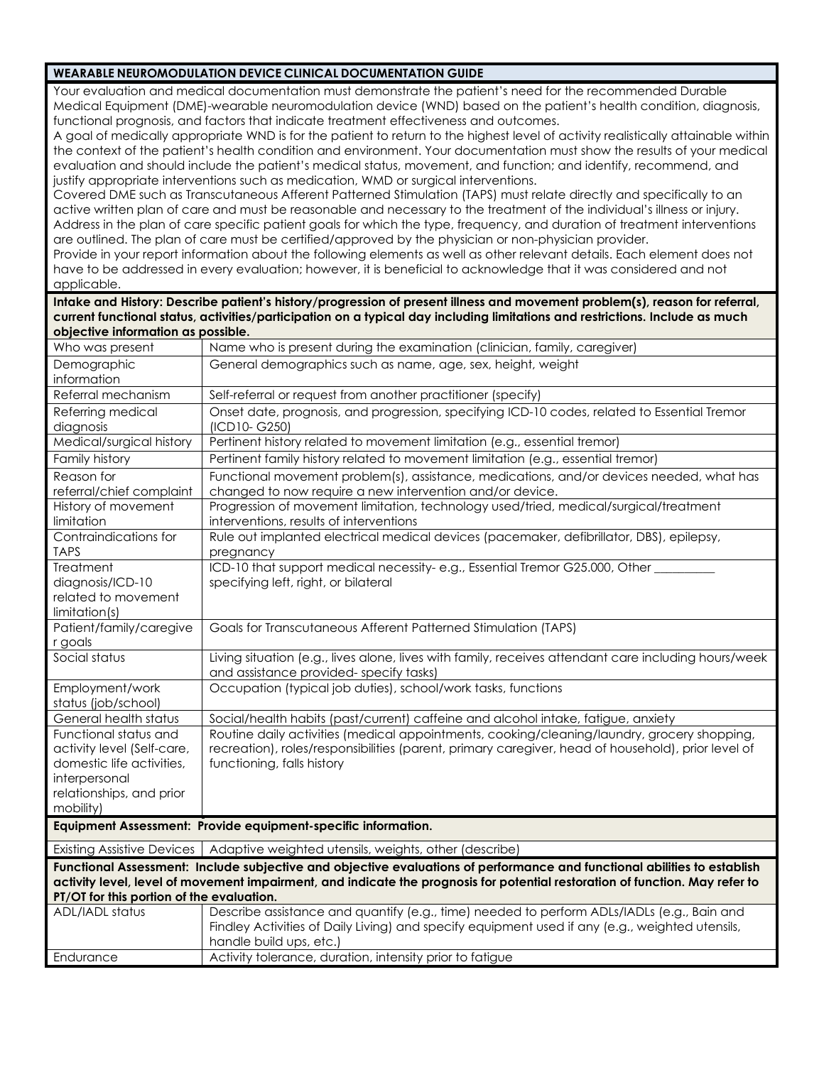## WEARABLE NEUROMODULATION DEVICE CLINICAL DOCUMENTATION GUIDE

Your evaluation and medical documentation must demonstrate the patient's need for the recommended Durable Medical Equipment (DME)-wearable neuromodulation device (WND) based on the patient's health condition, diagnosis, functional prognosis, and factors that indicate treatment effectiveness and outcomes.

A goal of medically appropriate WND is for the patient to return to the highest level of activity realistically attainable within the context of the patient's health condition and environment. Your documentation must show the results of your medical evaluation and should include the patient's medical status, movement, and function; and identify, recommend, and justify appropriate interventions such as medication, WMD or surgical interventions.

Covered DME such as Transcutaneous Afferent Patterned Stimulation (TAPS) must relate directly and specifically to an active written plan of care and must be reasonable and necessary to the treatment of the individual's illness or injury. Address in the plan of care specific patient goals for which the type, frequency, and duration of treatment interventions are outlined. The plan of care must be certified/approved by the physician or non-physician provider.

Provide in your report information about the following elements as well as other relevant details. Each element does not have to be addressed in every evaluation; however, it is beneficial to acknowledge that it was considered and not applicable.

**Intake and History: Describe patient's history/progression of present illness and movement problem(s), reason for referral, current functional status, activities/participation on a typical day including limitations and restrictions. Include as much objective information as possible.**

| | |
|---|---|
| Who was present | Name who is present during the examination (clinician, family, caregiver) |
| Demographic information | General demographics such as name, age, sex, height, weight |
| Referral mechanism | Self-referral or request from another practitioner (specify) |
| Referring medical diagnosis | Onset date, prognosis, and progression, specifying ICD-10 codes, related to Essential Tremor (ICD10- G250) |
| Medical/surgical history | Pertinent history related to movement limitation (e.g., essential tremor) |
| Family history | Pertinent family history related to movement limitation (e.g., essential tremor) |
| Reason for referral/chief complaint | Functional movement problem(s), assistance, medications, and/or devices needed, what has changed to now require a new intervention and/or device. |
| History of movement limitation | Progression of movement limitation, technology used/tried, medical/surgical/treatment interventions, results of interventions |
| Contraindications for TAPS | Rule out implanted electrical medical devices (pacemaker, defibrillator, DBS), epilepsy, pregnancy |
| Treatment diagnosis/ICD-10 related to movement limitation(s) | ICD-10 that support medical necessity- e.g., Essential Tremor G25.000, Other __________ specifying left, right, or bilateral |
| Patient/family/caregiver goals | Goals for Transcutaneous Afferent Patterned Stimulation (TAPS) |
| Social status | Living situation (e.g., lives alone, lives with family, receives attendant care including hours/week and assistance provided- specify tasks) |
| Employment/work status (job/school) | Occupation (typical job duties), school/work tasks, functions |
| General health status | Social/health habits (past/current) caffeine and alcohol intake, fatigue, anxiety |
| Functional status and activity level (Self-care, domestic life activities, interpersonal relationships, and prior mobility) | Routine daily activities (medical appointments, cooking/cleaning/laundry, grocery shopping, recreation), roles/responsibilities (parent, primary caregiver, head of household), prior level of functioning, falls history |

**Equipment Assessment: Provide equipment-specific information.**

| | |
|---|---|
| Existing Assistive Devices | Adaptive weighted utensils, weights, other (describe) |

**Functional Assessment: Include subjective and objective evaluations of performance and functional abilities to establish activity level, level of movement impairment, and indicate the prognosis for potential restoration of function. May refer to PT/OT for this portion of the evaluation.**

| | |
|---|---|
| ADL/IADL status | Describe assistance and quantify (e.g., time) needed to perform ADLs/IADLs (e.g., Bain and Findley Activities of Daily Living) and specify equipment used if any (e.g., weighted utensils, handle build ups, etc.) |
| Endurance | Activity tolerance, duration, intensity prior to fatigue |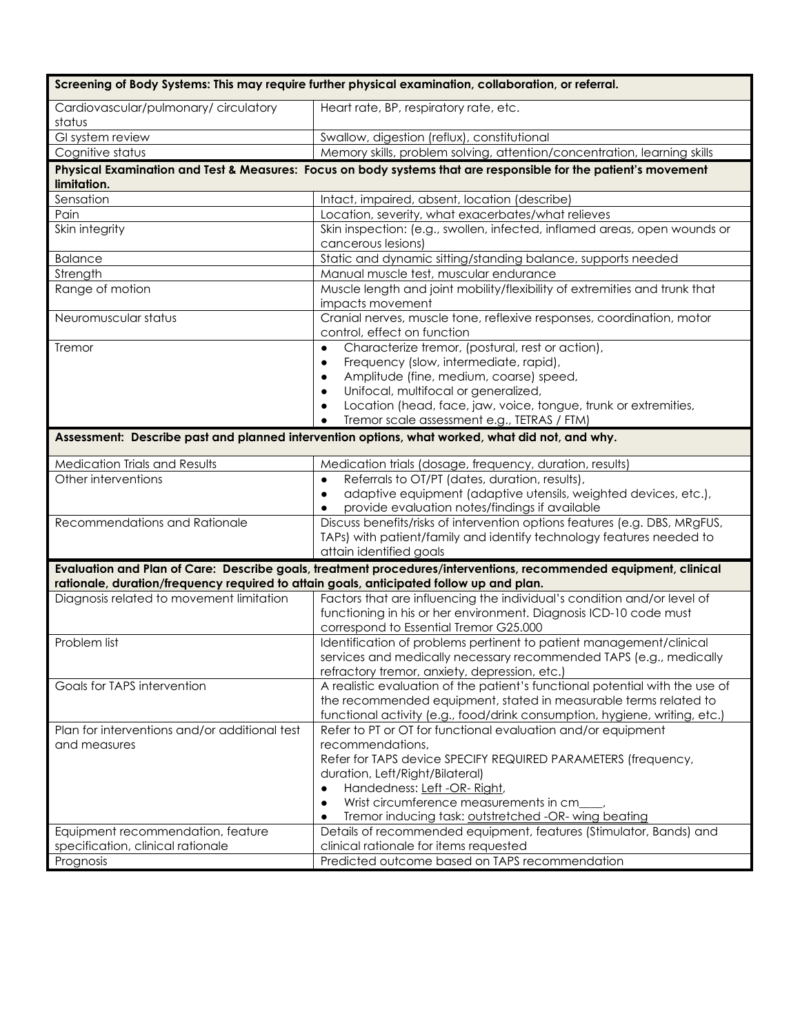| | |
|---|---|
| **Screening of Body Systems: This may require further physical examination, collaboration, or referral.** | |
| Cardiovascular/pulmonary/ circulatory status | Heart rate, BP, respiratory rate, etc. |
| GI system review | Swallow, digestion (reflux), constitutional |
| Cognitive status | Memory skills, problem solving, attention/concentration, learning skills |
| **Physical Examination and Test & Measures: Focus on body systems that are responsible for the patient's movement limitation.** | |
| Sensation | Intact, impaired, absent, location (describe) |
| Pain | Location, severity, what exacerbates/what relieves |
| Skin integrity | Skin inspection: (e.g., swollen, infected, inflamed areas, open wounds or cancerous lesions) |
| Balance | Static and dynamic sitting/standing balance, supports needed |
| Strength | Manual muscle test, muscular endurance |
| Range of motion | Muscle length and joint mobility/flexibility of extremities and trunk that impacts movement |
| Neuromuscular status | Cranial nerves, muscle tone, reflexive responses, coordination, motor control, effect on function |
| Tremor | • Characterize tremor, (postural, rest or action),<br>• Frequency (slow, intermediate, rapid),<br>• Amplitude (fine, medium, coarse) speed,<br>• Unifocal, multifocal or generalized,<br>• Location (head, face, jaw, voice, tongue, trunk or extremities,<br>• Tremor scale assessment e.g., TETRAS / FTM) |
| **Assessment: Describe past and planned intervention options, what worked, what did not, and why.** | |
| Medication Trials and Results | Medication trials (dosage, frequency, duration, results) |
| Other interventions | • Referrals to OT/PT (dates, duration, results),<br>• adaptive equipment (adaptive utensils, weighted devices, etc.),<br>• provide evaluation notes/findings if available |
| Recommendations and Rationale | Discuss benefits/risks of intervention options features (e.g. DBS, MRgFUS, TAPs) with patient/family and identify technology features needed to attain identified goals |
| **Evaluation and Plan of Care: Describe goals, treatment procedures/interventions, recommended equipment, clinical rationale, duration/frequency required to attain goals, anticipated follow up and plan.** | |
| Diagnosis related to movement limitation | Factors that are influencing the individual's condition and/or level of functioning in his or her environment. Diagnosis ICD-10 code must correspond to Essential Tremor G25.000 |
| Problem list | Identification of problems pertinent to patient management/clinical services and medically necessary recommended TAPS (e.g., medically refractory tremor, anxiety, depression, etc.) |
| Goals for TAPS intervention | A realistic evaluation of the patient's functional potential with the use of the recommended equipment, stated in measurable terms related to functional activity (e.g., food/drink consumption, hygiene, writing, etc.) |
| Plan for interventions and/or additional test and measures | Refer to PT or OT for functional evaluation and/or equipment recommendations,<br>Refer for TAPS device SPECIFY REQUIRED PARAMETERS (frequency, duration, Left/Right/Bilateral)<br>• Handedness: Left -OR- Right,<br>• Wrist circumference measurements in cm____,<br>• Tremor inducing task: outstretched -OR- wing beating |
| Equipment recommendation, feature specification, clinical rationale | Details of recommended equipment, features (Stimulator, Bands) and clinical rationale for items requested |
| Prognosis | Predicted outcome based on TAPS recommendation |